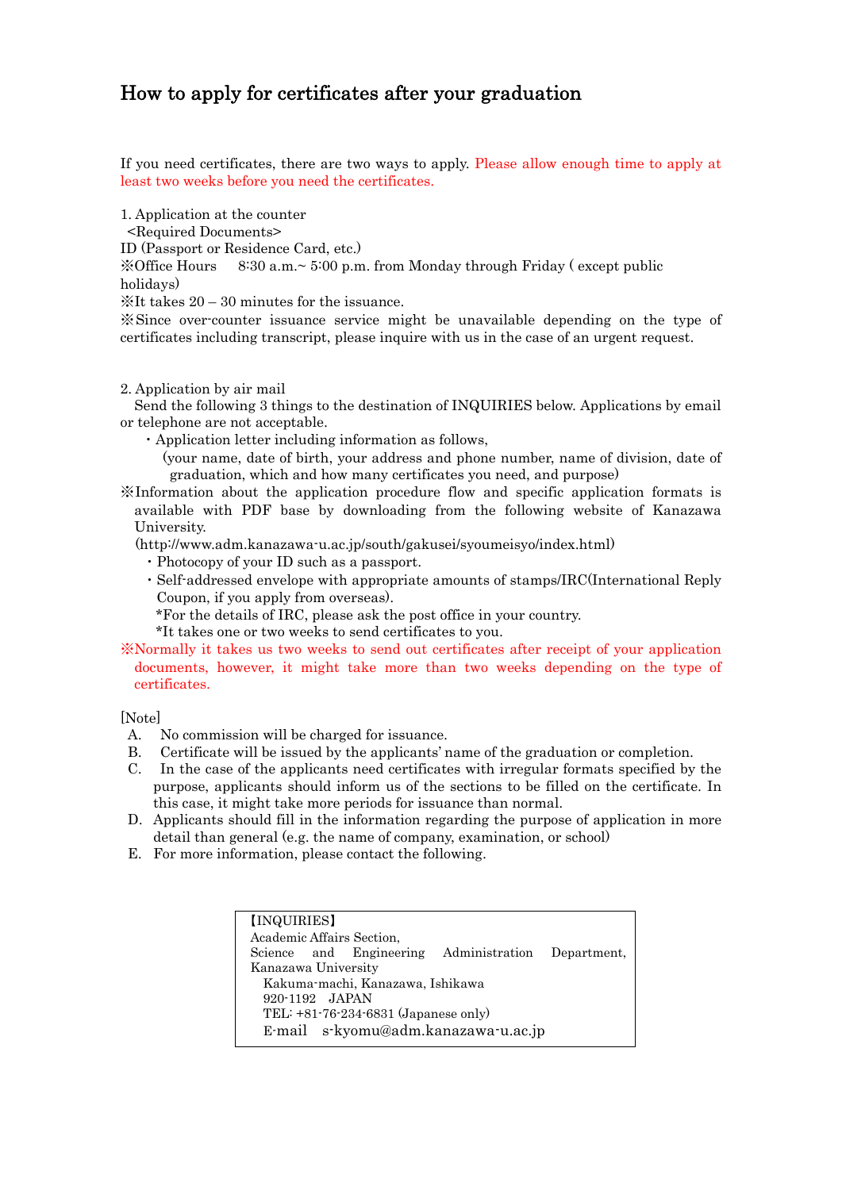# How to apply for certificates after your graduation

If you need certificates, there are two ways to apply. Please allow enough time to apply at least two weeks before you need the certificates.

1. Application at the counter
   <Required Documents>

ID (Passport or Residence Card, etc.)

※Office Hours　8:30 a.m.~ 5:00 p.m. from Monday through Friday ( except public holidays)

※It takes 20 – 30 minutes for the issuance.

※Since over-counter issuance service might be unavailable depending on the type of certificates including transcript, please inquire with us in the case of an urgent request.

2. Application by air mail
   Send the following 3 things to the destination of INQUIRIES below. Applications by email or telephone are not acceptable.

   ・Application letter including information as follows,
   (your name, date of birth, your address and phone number, name of division, date of graduation, which and how many certificates you need, and purpose)

※Information about the application procedure flow and specific application formats is available with PDF base by downloading from the following website of Kanazawa University.
(http://www.adm.kanazawa-u.ac.jp/south/gakusei/syoumeisyo/index.html)

   ・Photocopy of your ID such as a passport.
   ・Self-addressed envelope with appropriate amounts of stamps/IRC(International Reply Coupon, if you apply from overseas).
   *For the details of IRC, please ask the post office in your country.
   *It takes one or two weeks to send certificates to you.

※Normally it takes us two weeks to send out certificates after receipt of your application documents, however, it might take more than two weeks depending on the type of certificates.

[Note]

A. No commission will be charged for issuance.
B. Certificate will be issued by the applicants' name of the graduation or completion.
C. In the case of the applicants need certificates with irregular formats specified by the purpose, applicants should inform us of the sections to be filled on the certificate. In this case, it might take more periods for issuance than normal.
D. Applicants should fill in the information regarding the purpose of application in more detail than general (e.g. the name of company, examination, or school)
E. For more information, please contact the following.

【INQUIRIES】
Academic Affairs Section,
Science and Engineering Administration Department,
Kanazawa University
Kakuma-machi, Kanazawa, Ishikawa
920-1192　JAPAN
TEL: +81-76-234-6831 (Japanese only)
E-mail　s-kyomu@adm.kanazawa-u.ac.jp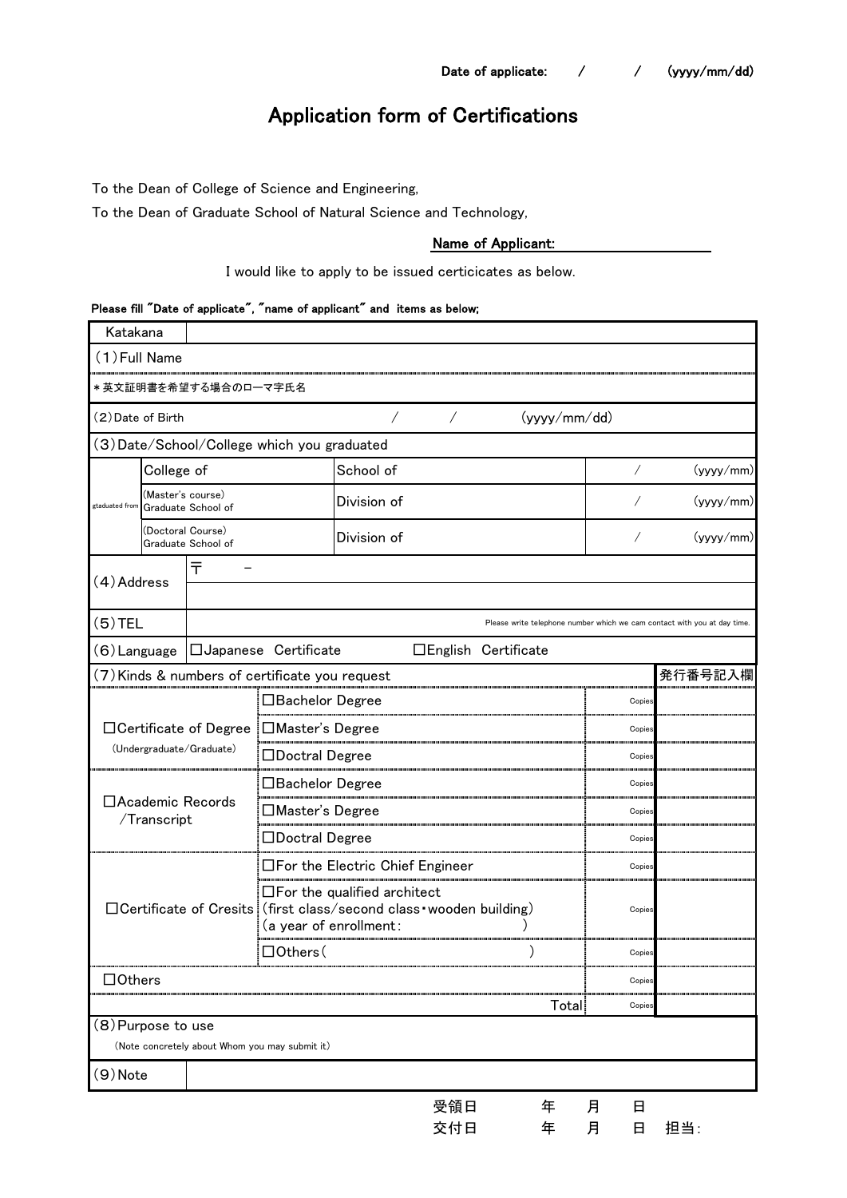Date of applicate:　　/　　/　　(yyyy/mm/dd)

# Application form of Certifications

To the Dean of College of Science and Engineering,

To the Dean of Graduate School of Natural Science and Technology,

Name of Applicant: ____________________

I would like to apply to be issued certicicates as below.

**Please fill "Date of applicate", "name of applicant" and items as below;**

| | | | | | |
|---|---|---|---|---|---|
| Katakana | | | | | |
| (1)Full Name | | | | | |
| ＊英文証明書を希望する場合のローマ字氏名 | | | | | |
| (2)Date of Birth | | /　　/　　(yyyy/mm/dd) | | | |
| (3)Date/School/College which you graduated | | | | | |
| gtaduated from | College of | School of | | / | (yyyy/mm) |
| | (Master's course) Graduate School of | Division of | | / | (yyyy/mm) |
| | (Doctoral Course) Graduate School of | Division of | | / | (yyyy/mm) |
| (4)Address | 〒　　－ | | | | |
| (5)TEL | Please write telephone number which we cam contact with you at day time. | | | | |
| (6)Language | □Japanese Certificate | □English Certificate | | | |

| (7)Kinds & numbers of certificate you request | | | 発行番号記入欄 |
|---|---|---|---|
| □Certificate of Degree (Undergraduate/Graduate) | □Bachelor Degree | Copies | |
| | □Master's Degree | Copies | |
| | □Doctral Degree | Copies | |
| □Academic Records /Transcript | □Bachelor Degree | Copies | |
| | □Master's Degree | Copies | |
| | □Doctral Degree | Copies | |
| □Certificate of Cresits | □For the Electric Chief Engineer | Copies | |
| | □For the qualified architect (first class/second class・wooden building) (a year of enrollment:　　　) | Copies | |
| | □Others(　　　) | Copies | |
| □Others | | Copies | |
| | Total | Copies | |

| | |
|---|---|
| (8)Purpose to use (Note concretely about Whom you may submit it) | |
| (9)Note | |

受領日　　年　月　日

交付日　　年　月　日　担当: